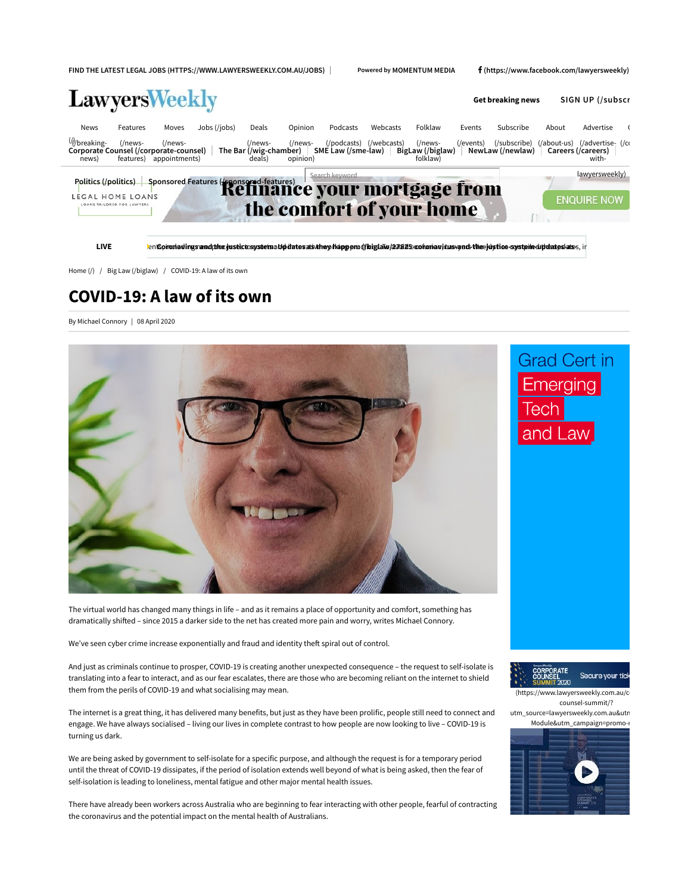Home (/) / Big Law (/biglaw) / COVID-19: A law of its own

# COVID-19: A law of its own

By Michael Connory | 08 April 2020

The virtual world has changed many things in life – and as it remains a place of opportunity and comfort, something has dramatically shifted – since 2015 a darker side to the net has created more pain and worry, writes Michael Connory.

We've seen cyber crime increase exponentially and fraud and identity theft spiral out of control.

And just as criminals continue to prosper, COVID-19 is creating another unexpected consequence – the request to self-isolate is translating into a fear to interact, and as our fear escalates, there are those who are becoming reliant on the internet to shield them from the perils of COVID-19 and what socialising may mean.

The internet is a great thing, it has delivered many benefits, but just as they have been prolific, people still need to connect and engage. We have always socialised – living our lives in complete contrast to how people are now looking to live – COVID-19 is turning us dark.

We are being asked by government to self-isolate for a specific purpose, and although the request is for a temporary period until the threat of COVID-19 dissipates, if the period of isolation extends well beyond of what is being asked, then the fear of self-isolation is leading to loneliness, mental fatigue and other major mental health issues.

There have already been workers across Australia who are beginning to fear interacting with other people, fearful of contracting the coronavirus and the potential impact on the mental health of Australians.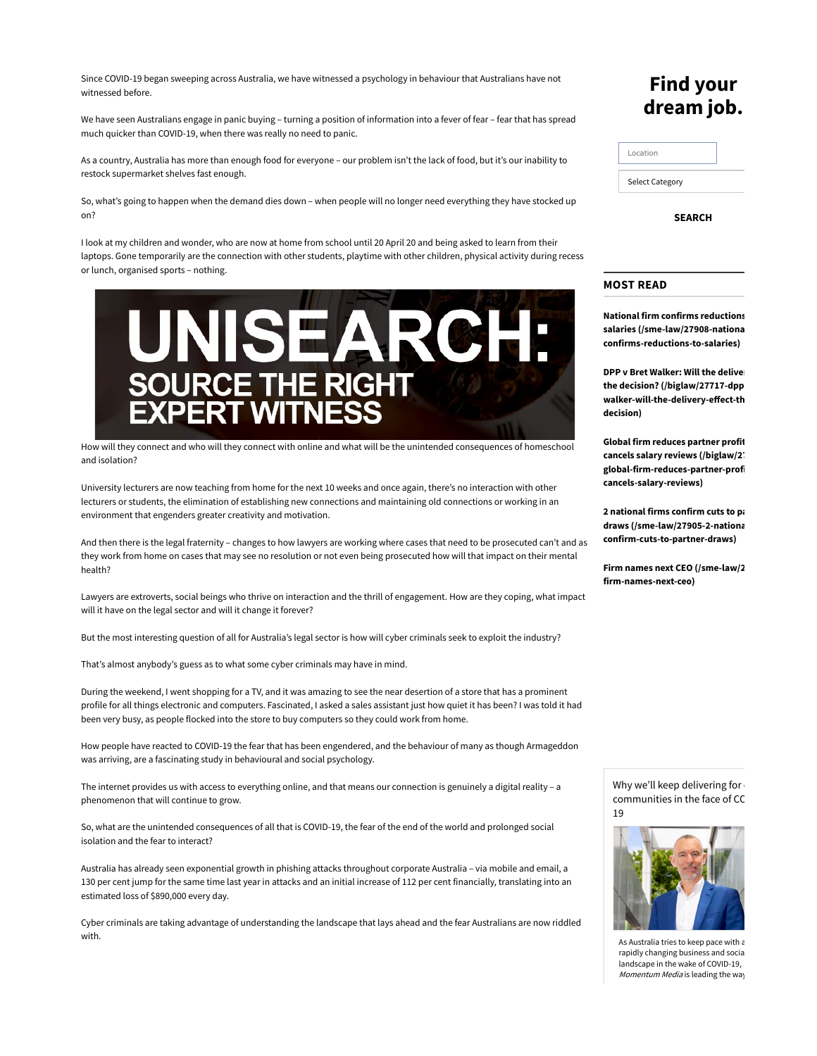Since COVID-19 began sweeping across Australia, we have witnessed a psychology in behaviour that Australians have not witnessed before.

We have seen Australians engage in panic buying – turning a position of information into a fever of fear – fear that has spread much quicker than COVID-19, when there was really no need to panic.

As a country, Australia has more than enough food for everyone – our problem isn't the lack of food, but it's our inability to restock supermarket shelves fast enough.

So, what's going to happen when the demand dies down – when people will no longer need everything they have stocked up on?

I look at my children and wonder, who are now at home from school until 20 April 20 and being asked to learn from their laptops. Gone temporarily are the connection with other students, playtime with other children, physical activity during recess or lunch, organised sports – nothing.

How will they connect and who will they connect with online and what will be the unintended consequences of homeschool and isolation?

University lecturers are now teaching from home for the next 10 weeks and once again, there's no interaction with other lecturers or students, the elimination of establishing new connections and maintaining old connections or working in an environment that engenders greater creativity and motivation.

And then there is the legal fraternity – changes to how lawyers are working where cases that need to be prosecuted can't and as they work from home on cases that may see no resolution or not even being prosecuted how will that impact on their mental health?

Lawyers are extroverts, social beings who thrive on interaction and the thrill of engagement. How are they coping, what impact will it have on the legal sector and will it change it forever?

But the most interesting question of all for Australia's legal sector is how will cyber criminals seek to exploit the industry?

That's almost anybody's guess as to what some cyber criminals may have in mind.

During the weekend, I went shopping for a TV, and it was amazing to see the near desertion of a store that has a prominent profile for all things electronic and computers. Fascinated, I asked a sales assistant just how quiet it has been? I was told it had been very busy, as people flocked into the store to buy computers so they could work from home.

How people have reacted to COVID-19 the fear that has been engendered, and the behaviour of many as though Armageddon was arriving, are a fascinating study in behavioural and social psychology.

The internet provides us with access to everything online, and that means our connection is genuinely a digital reality – a phenomenon that will continue to grow.

So, what are the unintended consequences of all that is COVID-19, the fear of the end of the world and prolonged social isolation and the fear to interact?

Australia has already seen exponential growth in phishing attacks throughout corporate Australia – via mobile and email, a 130 per cent jump for the same time last year in attacks and an initial increase of 112 per cent financially, translating into an estimated loss of $890,000 every day.

Cyber criminals are taking advantage of understanding the landscape that lays ahead and the fear Australians are now riddled with.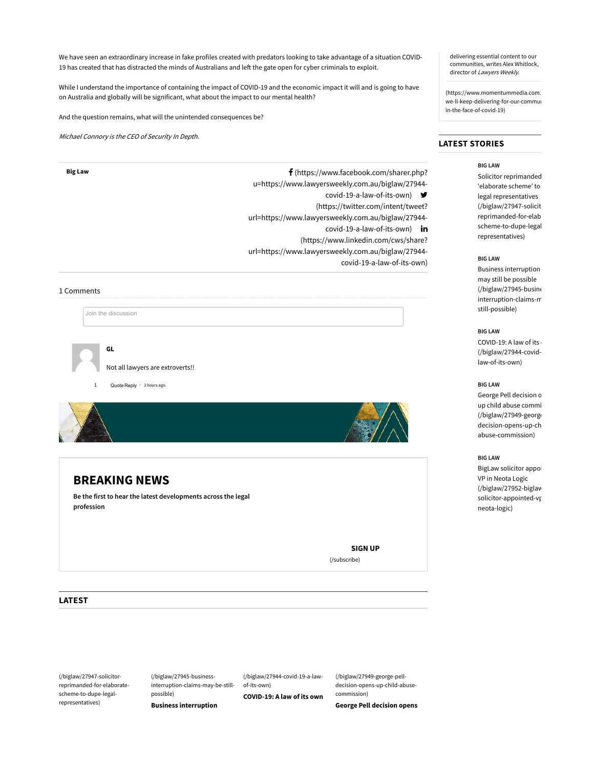We have seen an extraordinary increase in fake profiles created with predators looking to take advantage of a situation COVID-19 has created that has distracted the minds of Australians and left the gate open for cyber criminals to exploit.

While I understand the importance of containing the impact of COVID-19 and the economic impact it will and is going to have on Australia and globally will be significant, what about the impact to our mental health?

And the question remains, what will the unintended consequences be?

*Michael Connory is the CEO of Security In Depth.*

**Big Law**

(https://www.facebook.com/sharer.php?u=https://www.lawyersweekly.com.au/biglaw/27944-covid-19-a-law-of-its-own) (https://twitter.com/intent/tweet?url=https://www.lawyersweekly.com.au/biglaw/27944-covid-19-a-law-of-its-own) (https://www.linkedin.com/cws/share?url=https://www.lawyersweekly.com.au/biglaw/27944-covid-19-a-law-of-its-own)

1 Comments

Join the discussion

**GL**

Not all lawyers are extroverts!!

1 Quote Reply · 3 hours ago.

## BREAKING NEWS

**Be the first to hear the latest developments across the legal profession**

**SIGN UP**
(/subscribe)

## LATEST

(/biglaw/27947-solicitor-reprimanded-for-elaborate-scheme-to-dupe-legal-representatives)

(/biglaw/27945-business-interruption-claims-may-be-still-possible)
**Business interruption**

(/biglaw/27944-covid-19-a-law-of-its-own)
**COVID-19: A law of its own**

(/biglaw/27949-george-pell-decision-opens-up-child-abuse-commission)
**George Pell decision opens**

delivering essential content to our communities, writes Alex Whitlock, director of *Lawyers Weekly.*

(https://www.momentummedia.com.au/we-ll-keep-delivering-for-our-communi in-the-face-of-covid-19)

## LATEST STORIES

**BIG LAW**
Solicitor reprimanded 'elaborate scheme' to legal representatives (/biglaw/27947-solicit reprimanded-for-elab scheme-to-dupe-legal representatives)

**BIG LAW**
Business interruption may still be possible (/biglaw/27945-busine interruption-claims-m still-possible)

**BIG LAW**
COVID-19: A law of its (/biglaw/27944-covid- law-of-its-own)

**BIG LAW**
George Pell decision o up child abuse commi (/biglaw/27949-george decision-opens-up-ch abuse-commission)

**BIG LAW**
BigLaw solicitor appoi VP in Neota Logic (/biglaw/27952-biglaw solicitor-appointed-vp neota-logic)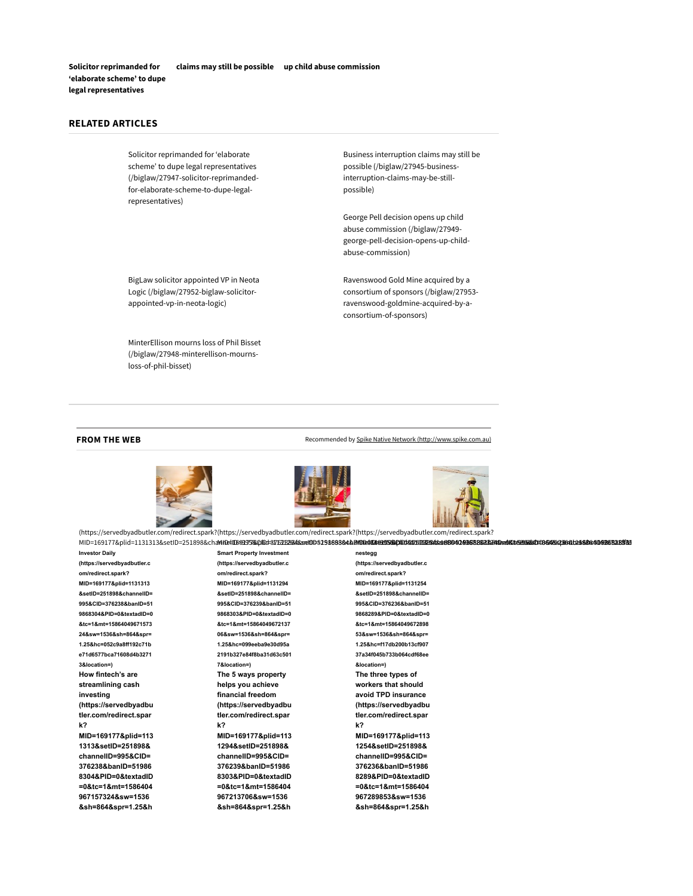**Solicitor reprimanded for 'elaborate scheme' to dupe legal representatives** **claims may still be possible** **up child abuse commission**

## RELATED ARTICLES

Solicitor reprimanded for 'elaborate scheme' to dupe legal representatives (/biglaw/27947-solicitor-reprimanded-for-elaborate-scheme-to-dupe-legal-representatives)

Business interruption claims may still be possible (/biglaw/27945-business-interruption-claims-may-be-still-possible)

George Pell decision opens up child abuse commission (/biglaw/27949-george-pell-decision-opens-up-child-abuse-commission)

BigLaw solicitor appointed VP in Neota Logic (/biglaw/27952-biglaw-solicitor-appointed-vp-in-neota-logic)

Ravenswood Gold Mine acquired by a consortium of sponsors (/biglaw/27953-ravenswood-goldmine-acquired-by-a-consortium-of-sponsors)

MinterEllison mourns loss of Phil Bisset (/biglaw/27948-minterellison-mourns-loss-of-phil-bisset)

## FROM THE WEB

Recommended by Spike Native Network (http://www.spike.com.au)

(https://servedbyadbutler.com/redirect.spark?MID=169177&plid=1131313&setID=251898&channelID=995&CID=376238&banID=519868304&PID=0&textadID=0&tc=1&mt=1586404967157324&sw=1536&sh=864&spr=1.25&hc=052c9a8ff192c71be71d6577bca71608d4b32713&location=)

**Investor Daily (https://servedbyadbutler.com/redirect.spark?MID=169177&plid=1131313&setID=251898&channelID=995&CID=376238&banID=519868304&PID=0&textadID=0&tc=1&mt=1586404967157324&sw=1536&sh=864&spr=1.25&hc=052c9a8ff192c71be71d6577bca71608d4b32713&location=)**

**How fintech's are streamlining cash investing (https://servedbyadbutler.com/redirect.spark?MID=169177&plid=1131313&setID=251898&channelID=995&CID=376238&banID=519868304&PID=0&textadID=0&tc=1&mt=1586404967157324&sw=1536&sh=864&spr=1.25&h**

**Smart Property Investment (https://servedbyadbutler.com/redirect.spark?MID=169177&plid=1131294&setID=251898&channelID=995&CID=376239&banID=519868303&PID=0&textadID=0&tc=1&mt=1586404967213706&sw=1536&sh=864&spr=1.25&hc=099eeba9e30d95a2191b327e84f8ba31d63c5017&location=)**

**The 5 ways property helps you achieve financial freedom (https://servedbyadbutler.com/redirect.spark?MID=169177&plid=1131294&setID=251898&channelID=995&CID=376239&banID=519868303&PID=0&textadID=0&tc=1&mt=1586404967213706&sw=1536&sh=864&spr=1.25&h**

**nestegg (https://servedbyadbutler.com/redirect.spark?MID=169177&plid=1131254&setID=251898&channelID=995&CID=376236&banID=519868289&PID=0&textadID=0&tc=1&mt=1586404967289853&sw=1536&sh=864&spr=1.25&hc=f17db200b13cf90737a34f045b733b064cdf68ee&location=)**

**The three types of workers that should avoid TPD insurance (https://servedbyadbutler.com/redirect.spark?MID=169177&plid=1131254&setID=251898&channelID=995&CID=376236&banID=519868289&PID=0&textadID=0&tc=1&mt=1586404967289853&sw=1536&sh=864&spr=1.25&h**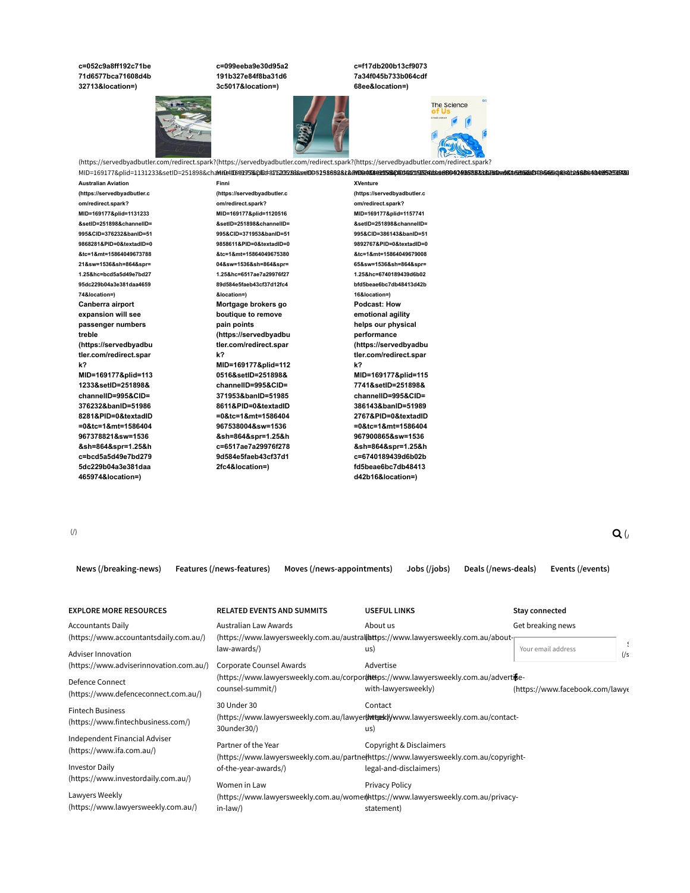c=052c9a8ff192c71be71d6577bca71608d4b32713&location=)

c=099eeba9e30d95a2191b327e84f8ba31d63c5017&location=)

c=f17db200b13cf90737a34f045b733b064cdf68ee&location=)

(https://servedbyadbutler.com/redirect.spark?MID=169177&plid=1131233&setID=251898&channelID=995&CID=376232&banID=519868281&PID=0&textadID=0&tc=1&mt=1586404967378821&sw=1536&sh=864&spr=1.25&hc=bcd5a5d49e7bd2795dc229b04a3e381daa465974&location=)

**Australian Aviation (https://servedbyadbutler.com/redirect.spark?MID=169177&plid=1131233&setID=251898&channelID=995&CID=376232&banID=519868281&PID=0&textadID=0&tc=1&mt=1586404967378821&sw=1536&sh=864&spr=1.25&hc=bcd5a5d49e7bd2795dc229b04a3e381daa465974&location=)**

**Canberra airport expansion will see passenger numbers treble (https://servedbyadbutler.com/redirect.spark?MID=169177&plid=1131233&setID=251898&channelID=995&CID=376232&banID=519868281&PID=0&textadID=0&tc=1&mt=1586404967378821&sw=1536&sh=864&spr=1.25&hc=bcd5a5d49e7bd2795dc229b04a3e381daa465974&location=)**

**Finni (https://servedbyadbutler.com/redirect.spark?MID=169177&plid=1120516&setID=251898&channelID=995&CID=371953&banID=519858611&PID=0&textadID=0&tc=1&mt=1586404967538004&sw=1536&sh=864&spr=1.25&hc=6517ae7a29976f27889d584e5faeb43cf37d12fc4&location=)**

**Mortgage brokers go boutique to remove pain points (https://servedbyadbutler.com/redirect.spark?MID=169177&plid=1120516&setID=251898&channelID=995&CID=371953&banID=519858611&PID=0&textadID=0&tc=1&mt=1586404967538004&sw=1536&sh=864&spr=1.25&hc=6517ae7a29976f2789d584e5faeb43cf37d12fc4&location=)**

**XVenture (https://servedbyadbutler.com/redirect.spark?MID=169177&plid=1157741&setID=251898&channelID=995&CID=386143&banID=519892767&PID=0&textadID=0&tc=1&mt=1586404967900865&sw=1536&sh=864&spr=1.25&hc=6740189439d6b02bfd5beae6bc7db48413d42b16&location=)**

**Podcast: How emotional agility helps our physical performance (https://servedbyadbutler.com/redirect.spark?MID=169177&plid=1157741&setID=251898&channelID=995&CID=386143&banID=519892767&PID=0&textadID=0&tc=1&mt=1586404967900865&sw=1536&sh=864&spr=1.25&hc=6740189439d6b02bfd5beae6bc7db48413d42b16&location=)**

(/)

News (/breaking-news) Features (/news-features) Moves (/news-appointments) Jobs (/jobs) Deals (/news-deals) Events (/events)

**EXPLORE MORE RESOURCES**

- Accountants Daily (https://www.accountantsdaily.com.au/)
- Adviser Innovation (https://www.adviserinnovation.com.au/)
- Defence Connect (https://www.defenceconnect.com.au/)
- Fintech Business (https://www.fintechbusiness.com/)
- Independent Financial Adviser (https://www.ifa.com.au/)
- Investor Daily (https://www.investordaily.com.au/)
- Lawyers Weekly (https://www.lawyersweekly.com.au/)

**RELATED EVENTS AND SUMMITS**

- Australian Law Awards (https://www.lawyersweekly.com.au/australian-law-awards/)
- Corporate Counsel Awards (https://www.lawyersweekly.com.au/corporate-counsel-summit/)
- 30 Under 30 (https://www.lawyersweekly.com.au/lawyersweekly-30under30/)
- Partner of the Year (https://www.lawyersweekly.com.au/partner-of-the-year-awards/)
- Women in Law (https://www.lawyersweekly.com.au/women-in-law/)

**USEFUL LINKS**

- About us (https://www.lawyersweekly.com.au/about-us)
- Advertise (https://www.lawyersweekly.com.au/advertise-with-lawyersweekly)
- Contact (https://www.lawyersweekly.com.au/contact-us)
- Copyright & Disclaimers (https://www.lawyersweekly.com.au/copyright-legal-and-disclaimers)
- Privacy Policy (https://www.lawyersweekly.com.au/privacy-statement)

**Stay connected**

Get breaking news

Your email address

(https://www.facebook.com/lawye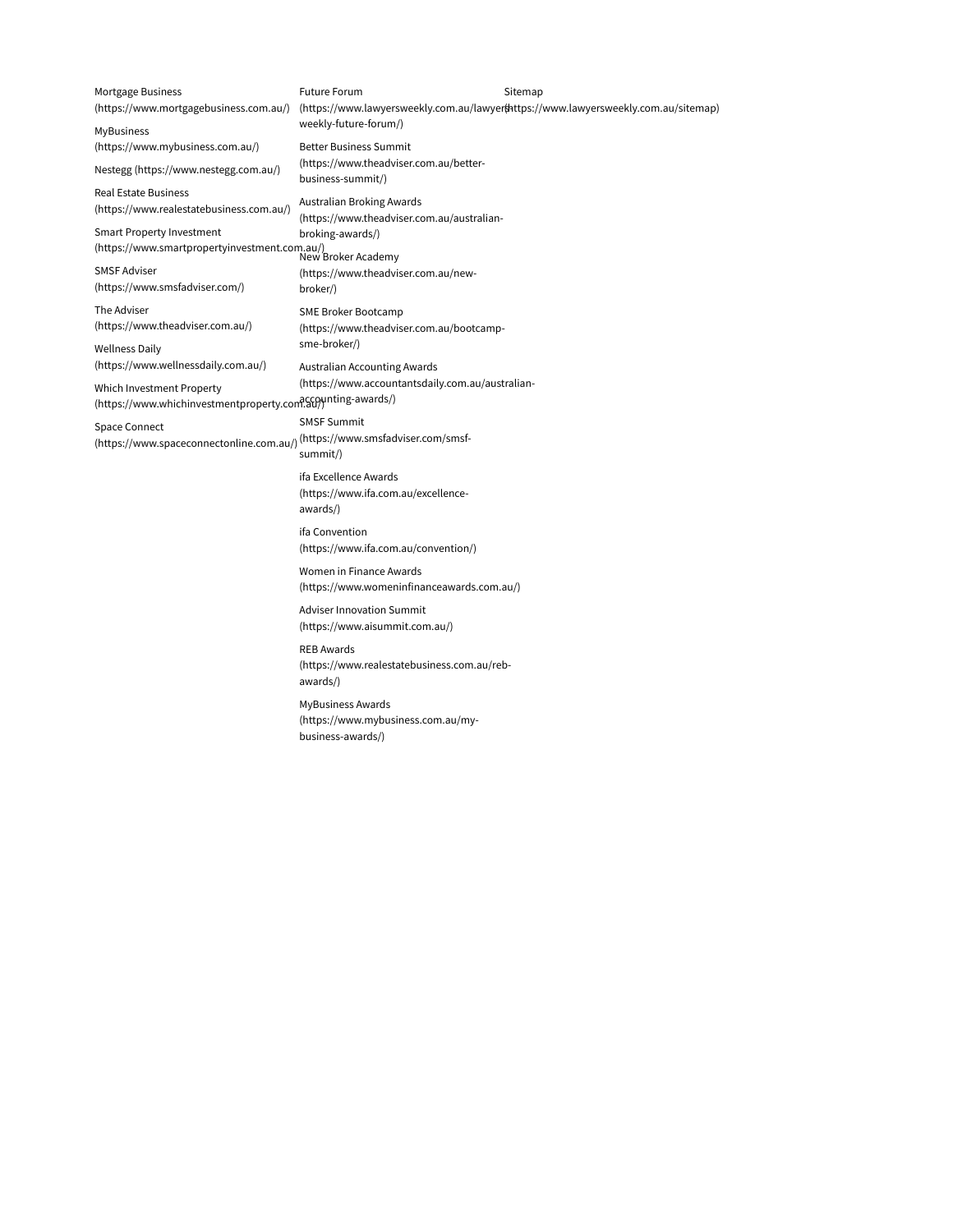Mortgage Business (https://www.mortgagebusiness.com.au/)

MyBusiness (https://www.mybusiness.com.au/)

Nestegg (https://www.nestegg.com.au/)

Real Estate Business (https://www.realestatebusiness.com.au/)

Smart Property Investment (https://www.smartpropertyinvestment.com.au/)

SMSF Adviser (https://www.smsfadviser.com/)

The Adviser (https://www.theadviser.com.au/)

Wellness Daily (https://www.wellnessdaily.com.au/)

Which Investment Property (https://www.whichinvestmentproperty.com.au/)

Space Connect (https://www.spaceconnectonline.com.au/)

Future Forum (https://www.lawyersweekly.com.au/lawyers-weekly-future-forum/)

Better Business Summit (https://www.theadviser.com.au/better-business-summit/)

Australian Broking Awards (https://www.theadviser.com.au/australian-broking-awards/)

New Broker Academy (https://www.theadviser.com.au/new-broker/)

SME Broker Bootcamp (https://www.theadviser.com.au/bootcamp-sme-broker/)

Australian Accounting Awards (https://www.accountantsdaily.com.au/australian-accounting-awards/)

SMSF Summit (https://www.smsfadviser.com/smsf-summit/)

ifa Excellence Awards (https://www.ifa.com.au/excellence-awards/)

ifa Convention (https://www.ifa.com.au/convention/)

Women in Finance Awards (https://www.womeninfinanceawards.com.au/)

Adviser Innovation Summit (https://www.aisummit.com.au/)

REB Awards (https://www.realestatebusiness.com.au/reb-awards/)

MyBusiness Awards (https://www.mybusiness.com.au/my-business-awards/)

Sitemap (https://www.lawyersweekly.com.au/sitemap)